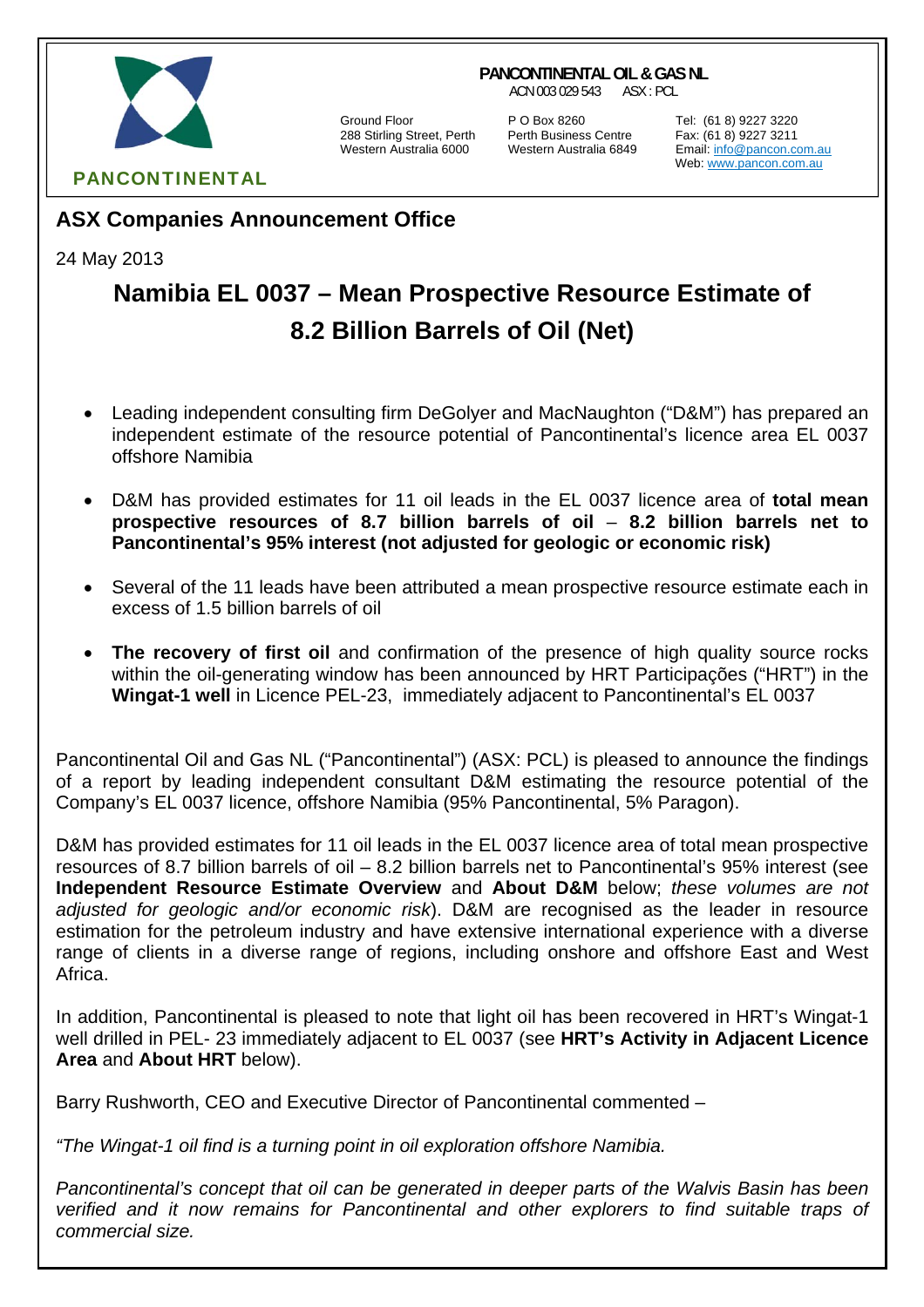**PANCONTINENTAL**

**PANCONTINENTAL OIL & GAS NL**
ACN 003 029 543 ASX : PCL

Ground Floor
288 Stirling Street, Perth
Western Australia 6000

P O Box 8260
Perth Business Centre
Western Australia 6849

Tel: (61 8) 9227 3220
Fax: (61 8) 9227 3211
Email: info@pancon.com.au
Web: www.pancon.com.au

## ASX Companies Announcement Office

24 May 2013

# Namibia EL 0037 – Mean Prospective Resource Estimate of 8.2 Billion Barrels of Oil (Net)

- Leading independent consulting firm DeGolyer and MacNaughton ("D&M") has prepared an independent estimate of the resource potential of Pancontinental's licence area EL 0037 offshore Namibia
- D&M has provided estimates for 11 oil leads in the EL 0037 licence area of **total mean prospective resources of 8.7 billion barrels of oil – 8.2 billion barrels net to Pancontinental's 95% interest (not adjusted for geologic or economic risk)**
- Several of the 11 leads have been attributed a mean prospective resource estimate each in excess of 1.5 billion barrels of oil
- **The recovery of first oil** and confirmation of the presence of high quality source rocks within the oil-generating window has been announced by HRT Participações ("HRT") in the **Wingat-1 well** in Licence PEL-23, immediately adjacent to Pancontinental's EL 0037

Pancontinental Oil and Gas NL ("Pancontinental") (ASX: PCL) is pleased to announce the findings of a report by leading independent consultant D&M estimating the resource potential of the Company's EL 0037 licence, offshore Namibia (95% Pancontinental, 5% Paragon).

D&M has provided estimates for 11 oil leads in the EL 0037 licence area of total mean prospective resources of 8.7 billion barrels of oil – 8.2 billion barrels net to Pancontinental's 95% interest (see **Independent Resource Estimate Overview** and **About D&M** below; *these volumes are not adjusted for geologic and/or economic risk*). D&M are recognised as the leader in resource estimation for the petroleum industry and have extensive international experience with a diverse range of clients in a diverse range of regions, including onshore and offshore East and West Africa.

In addition, Pancontinental is pleased to note that light oil has been recovered in HRT's Wingat-1 well drilled in PEL- 23 immediately adjacent to EL 0037 (see **HRT's Activity in Adjacent Licence Area** and **About HRT** below).

Barry Rushworth, CEO and Executive Director of Pancontinental commented –

*"The Wingat-1 oil find is a turning point in oil exploration offshore Namibia.*

*Pancontinental's concept that oil can be generated in deeper parts of the Walvis Basin has been verified and it now remains for Pancontinental and other explorers to find suitable traps of commercial size.*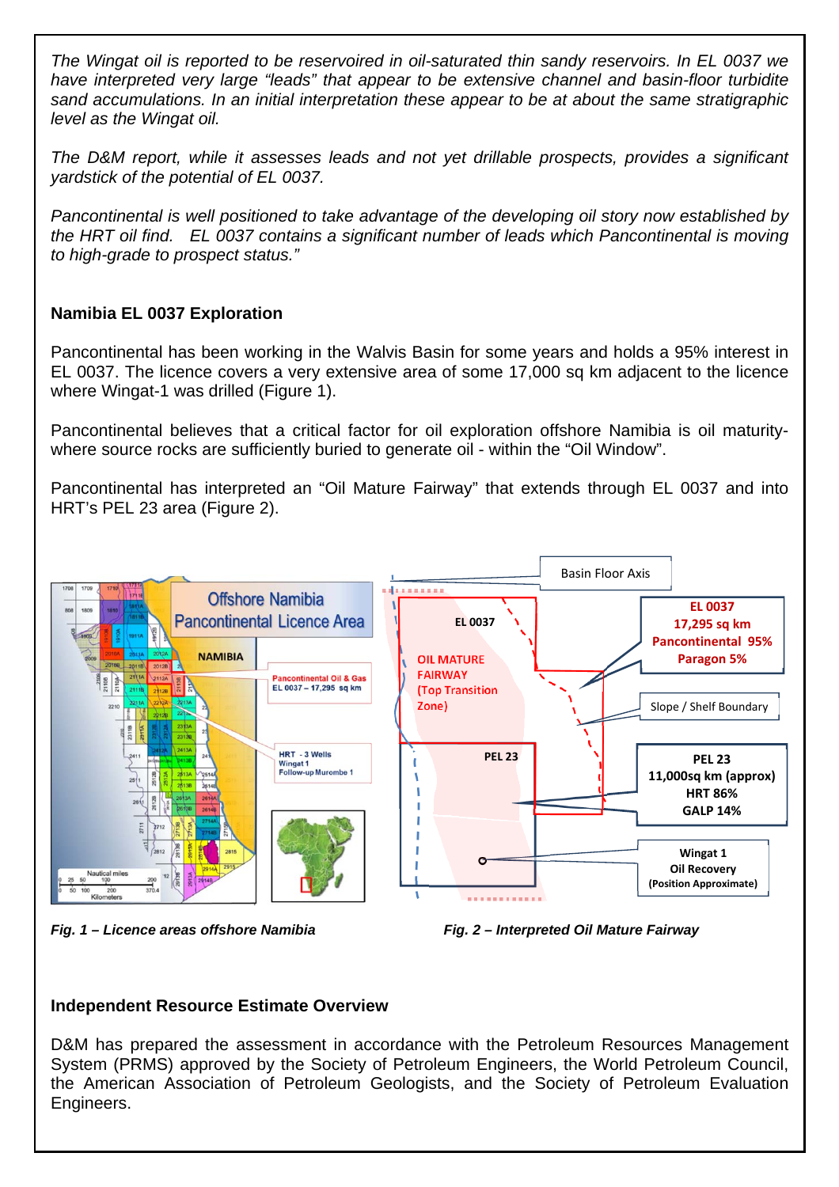*The Wingat oil is reported to be reservoired in oil-saturated thin sandy reservoirs. In EL 0037 we have interpreted very large "leads" that appear to be extensive channel and basin-floor turbidite sand accumulations. In an initial interpretation these appear to be at about the same stratigraphic level as the Wingat oil.*

*The D&M report, while it assesses leads and not yet drillable prospects, provides a significant yardstick of the potential of EL 0037.*

*Pancontinental is well positioned to take advantage of the developing oil story now established by the HRT oil find. EL 0037 contains a significant number of leads which Pancontinental is moving to high-grade to prospect status."*

## Namibia EL 0037 Exploration

Pancontinental has been working in the Walvis Basin for some years and holds a 95% interest in EL 0037. The licence covers a very extensive area of some 17,000 sq km adjacent to the licence where Wingat-1 was drilled (Figure 1).

Pancontinental believes that a critical factor for oil exploration offshore Namibia is oil maturity- where source rocks are sufficiently buried to generate oil - within the "Oil Window".

Pancontinental has interpreted an "Oil Mature Fairway" that extends through EL 0037 and into HRT's PEL 23 area (Figure 2).

*Fig. 1 – Licence areas offshore Namibia*

*Fig. 2 – Interpreted Oil Mature Fairway*

## Independent Resource Estimate Overview

D&M has prepared the assessment in accordance with the Petroleum Resources Management System (PRMS) approved by the Society of Petroleum Engineers, the World Petroleum Council, the American Association of Petroleum Geologists, and the Society of Petroleum Evaluation Engineers.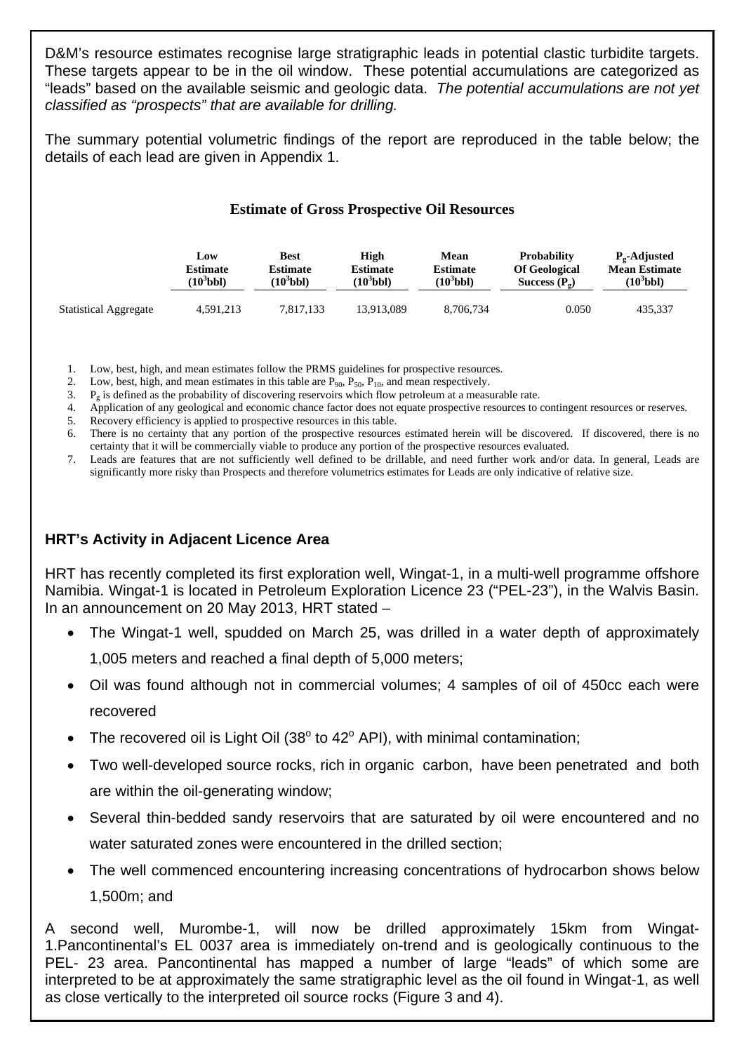D&M's resource estimates recognise large stratigraphic leads in potential clastic turbidite targets. These targets appear to be in the oil window. These potential accumulations are categorized as "leads" based on the available seismic and geologic data. *The potential accumulations are not yet classified as "prospects" that are available for drilling.*

The summary potential volumetric findings of the report are reproduced in the table below; the details of each lead are given in Appendix 1.

**Estimate of Gross Prospective Oil Resources**

| | Low Estimate ($10^3$bbl) | Best Estimate ($10^3$bbl) | High Estimate ($10^3$bbl) | Mean Estimate ($10^3$bbl) | Probability Of Geological Success ($P_g$) | $P_g$-Adjusted Mean Estimate ($10^3$bbl) |
|---|---|---|---|---|---|---|
| Statistical Aggregate | 4,591,213 | 7,817,133 | 13,913,089 | 8,706,734 | 0.050 | 435,337 |

1. Low, best, high, and mean estimates follow the PRMS guidelines for prospective resources.
2. Low, best, high, and mean estimates in this table are $P_{90}$, $P_{50}$, $P_{10}$, and mean respectively.
3. $P_g$ is defined as the probability of discovering reservoirs which flow petroleum at a measurable rate.
4. Application of any geological and economic chance factor does not equate prospective resources to contingent resources or reserves.
5. Recovery efficiency is applied to prospective resources in this table.
6. There is no certainty that any portion of the prospective resources estimated herein will be discovered. If discovered, there is no certainty that it will be commercially viable to produce any portion of the prospective resources evaluated.
7. Leads are features that are not sufficiently well defined to be drillable, and need further work and/or data. In general, Leads are significantly more risky than Prospects and therefore volumetrics estimates for Leads are only indicative of relative size.

### HRT's Activity in Adjacent Licence Area

HRT has recently completed its first exploration well, Wingat-1, in a multi-well programme offshore Namibia. Wingat-1 is located in Petroleum Exploration Licence 23 ("PEL-23"), in the Walvis Basin. In an announcement on 20 May 2013, HRT stated –

- The Wingat-1 well, spudded on March 25, was drilled in a water depth of approximately 1,005 meters and reached a final depth of 5,000 meters;
- Oil was found although not in commercial volumes; 4 samples of oil of 450cc each were recovered
- The recovered oil is Light Oil (38° to 42° API), with minimal contamination;
- Two well-developed source rocks, rich in organic carbon, have been penetrated and both are within the oil-generating window;
- Several thin-bedded sandy reservoirs that are saturated by oil were encountered and no water saturated zones were encountered in the drilled section;
- The well commenced encountering increasing concentrations of hydrocarbon shows below 1,500m; and

A second well, Murombe-1, will now be drilled approximately 15km from Wingat-1.Pancontinental's EL 0037 area is immediately on-trend and is geologically continuous to the PEL- 23 area. Pancontinental has mapped a number of large "leads" of which some are interpreted to be at approximately the same stratigraphic level as the oil found in Wingat-1, as well as close vertically to the interpreted oil source rocks (Figure 3 and 4).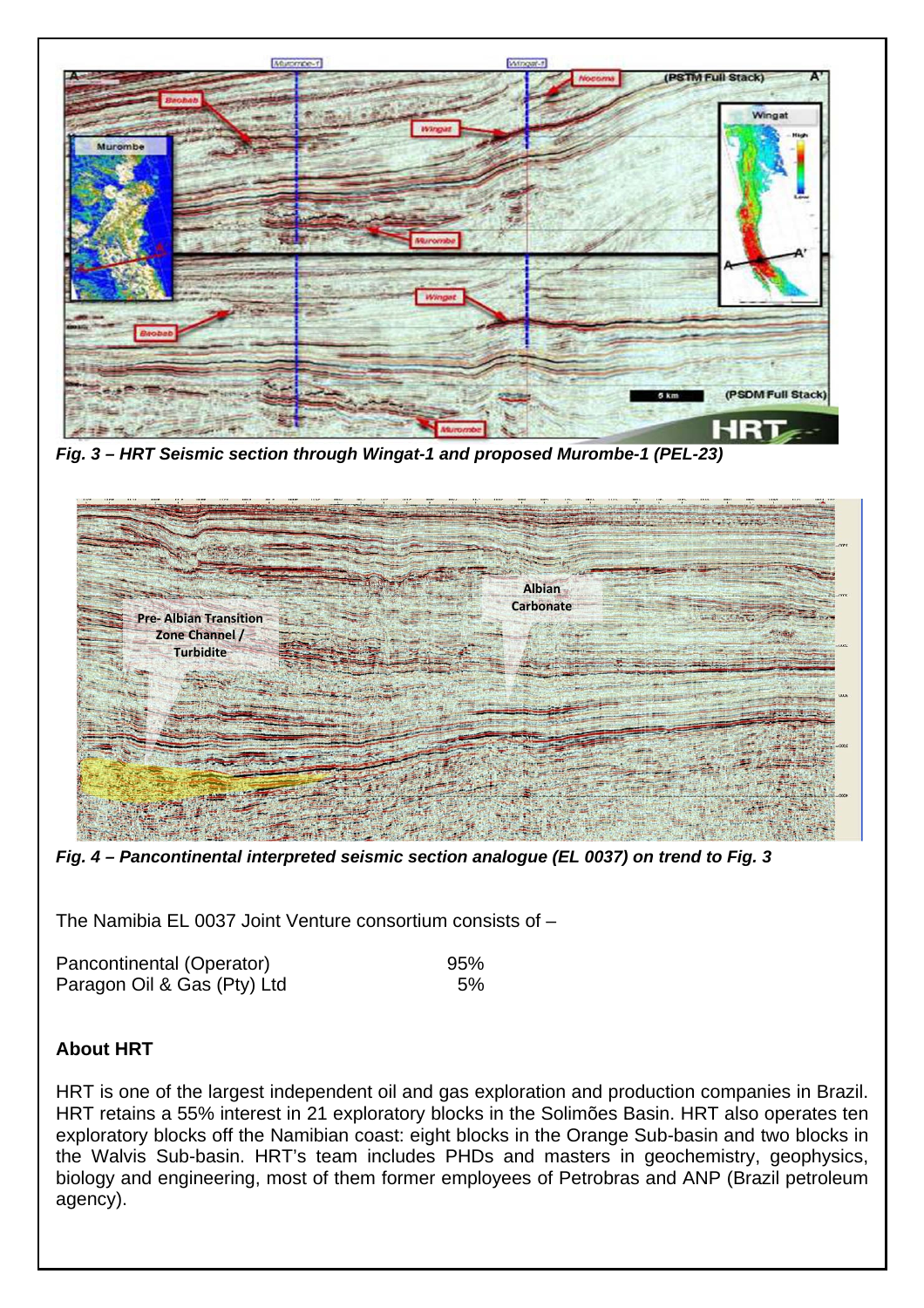*Fig. 3 – HRT Seismic section through Wingat-1 and proposed Murombe-1 (PEL-23)*

*Fig. 4 – Pancontinental interpreted seismic section analogue (EL 0037) on trend to Fig. 3*

The Namibia EL 0037 Joint Venture consortium consists of –

| | |
|---|---|
| Pancontinental (Operator) | 95% |
| Paragon Oil & Gas (Pty) Ltd | 5% |

**About HRT**

HRT is one of the largest independent oil and gas exploration and production companies in Brazil. HRT retains a 55% interest in 21 exploratory blocks in the Solimões Basin. HRT also operates ten exploratory blocks off the Namibian coast: eight blocks in the Orange Sub-basin and two blocks in the Walvis Sub-basin. HRT's team includes PHDs and masters in geochemistry, geophysics, biology and engineering, most of them former employees of Petrobras and ANP (Brazil petroleum agency).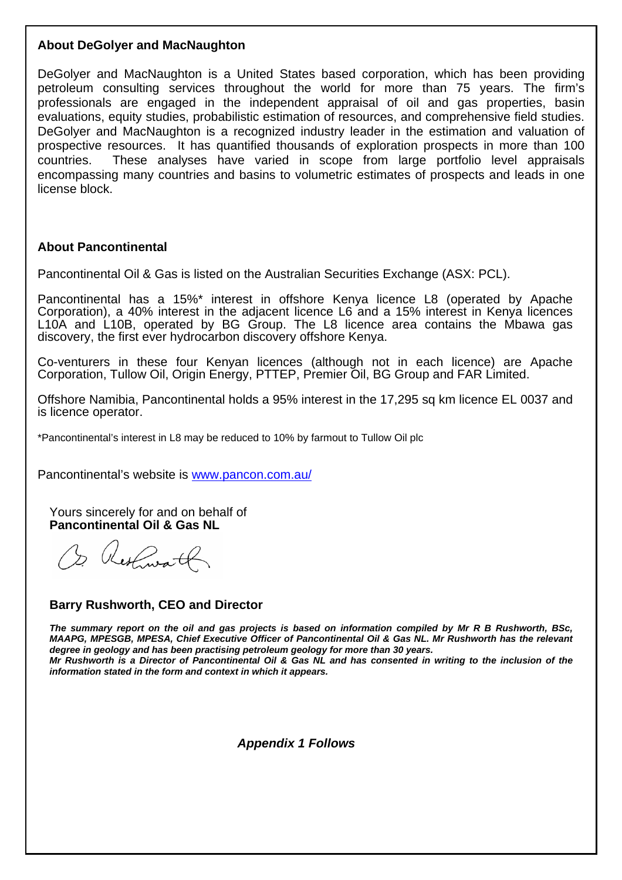## About DeGolyer and MacNaughton

DeGolyer and MacNaughton is a United States based corporation, which has been providing petroleum consulting services throughout the world for more than 75 years. The firm's professionals are engaged in the independent appraisal of oil and gas properties, basin evaluations, equity studies, probabilistic estimation of resources, and comprehensive field studies. DeGolyer and MacNaughton is a recognized industry leader in the estimation and valuation of prospective resources. It has quantified thousands of exploration prospects in more than 100 countries. These analyses have varied in scope from large portfolio level appraisals encompassing many countries and basins to volumetric estimates of prospects and leads in one license block.

## About Pancontinental

Pancontinental Oil & Gas is listed on the Australian Securities Exchange (ASX: PCL).

Pancontinental has a 15%* interest in offshore Kenya licence L8 (operated by Apache Corporation), a 40% interest in the adjacent licence L6 and a 15% interest in Kenya licences L10A and L10B, operated by BG Group. The L8 licence area contains the Mbawa gas discovery, the first ever hydrocarbon discovery offshore Kenya.

Co-venturers in these four Kenyan licences (although not in each licence) are Apache Corporation, Tullow Oil, Origin Energy, PTTEP, Premier Oil, BG Group and FAR Limited.

Offshore Namibia, Pancontinental holds a 95% interest in the 17,295 sq km licence EL 0037 and is licence operator.

*Pancontinental's interest in L8 may be reduced to 10% by farmout to Tullow Oil plc

Pancontinental's website is [www.pancon.com.au/](http://www.pancon.com.au/)

Yours sincerely for and on behalf of
**Pancontinental Oil & Gas NL**

**Barry Rushworth, CEO and Director**

***The summary report on the oil and gas projects is based on information compiled by Mr R B Rushworth, BSc, MAAPG, MPESGB, MPESA, Chief Executive Officer of Pancontinental Oil & Gas NL. Mr Rushworth has the relevant degree in geology and has been practising petroleum geology for more than 30 years.***
***Mr Rushworth is a Director of Pancontinental Oil & Gas NL and has consented in writing to the inclusion of the information stated in the form and context in which it appears.***

***Appendix 1 Follows***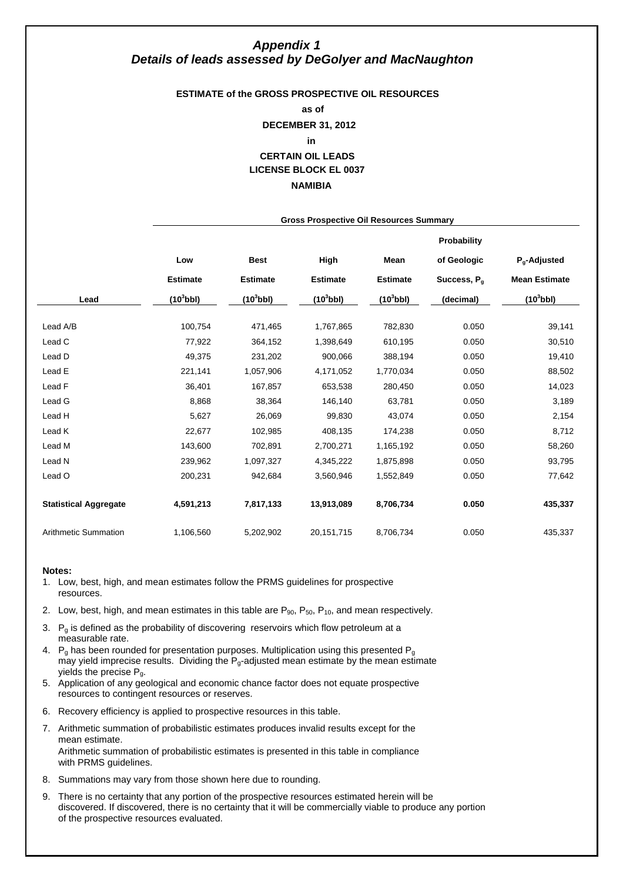# *Appendix 1*
## *Details of leads assessed by DeGolyer and MacNaughton*

**ESTIMATE of the GROSS PROSPECTIVE OIL RESOURCES**

**as of**

**DECEMBER 31, 2012**

**in**

**CERTAIN OIL LEADS**

**LICENSE BLOCK EL 0037**

**NAMIBIA**

| | Gross Prospective Oil Resources Summary | | | | | |
|---|---|---|---|---|---|---|
| **Lead** | **Low Estimate ($10^3$bbl)** | **Best Estimate ($10^3$bbl)** | **High Estimate ($10^3$bbl)** | **Mean Estimate ($10^3$bbl)** | **Probability of Geologic Success, $P_g$ (decimal)** | **$P_g$-Adjusted Mean Estimate ($10^3$bbl)** |
| Lead A/B | 100,754 | 471,465 | 1,767,865 | 782,830 | 0.050 | 39,141 |
| Lead C | 77,922 | 364,152 | 1,398,649 | 610,195 | 0.050 | 30,510 |
| Lead D | 49,375 | 231,202 | 900,066 | 388,194 | 0.050 | 19,410 |
| Lead E | 221,141 | 1,057,906 | 4,171,052 | 1,770,034 | 0.050 | 88,502 |
| Lead F | 36,401 | 167,857 | 653,538 | 280,450 | 0.050 | 14,023 |
| Lead G | 8,868 | 38,364 | 146,140 | 63,781 | 0.050 | 3,189 |
| Lead H | 5,627 | 26,069 | 99,830 | 43,074 | 0.050 | 2,154 |
| Lead K | 22,677 | 102,985 | 408,135 | 174,238 | 0.050 | 8,712 |
| Lead M | 143,600 | 702,891 | 2,700,271 | 1,165,192 | 0.050 | 58,260 |
| Lead N | 239,962 | 1,097,327 | 4,345,222 | 1,875,898 | 0.050 | 93,795 |
| Lead O | 200,231 | 942,684 | 3,560,946 | 1,552,849 | 0.050 | 77,642 |
| **Statistical Aggregate** | **4,591,213** | **7,817,133** | **13,913,089** | **8,706,734** | **0.050** | **435,337** |
| Arithmetic Summation | 1,106,560 | 5,202,902 | 20,151,715 | 8,706,734 | 0.050 | 435,337 |

**Notes:**

1. Low, best, high, and mean estimates follow the PRMS guidelines for prospective resources.
2. Low, best, high, and mean estimates in this table are $P_{90}$, $P_{50}$, $P_{10}$, and mean respectively.
3. $P_g$ is defined as the probability of discovering reservoirs which flow petroleum at a measurable rate.
4. $P_g$ has been rounded for presentation purposes. Multiplication using this presented $P_g$ may yield imprecise results. Dividing the $P_g$-adjusted mean estimate by the mean estimate yields the precise $P_g$.
5. Application of any geological and economic chance factor does not equate prospective resources to contingent resources or reserves.
6. Recovery efficiency is applied to prospective resources in this table.
7. Arithmetic summation of probabilistic estimates produces invalid results except for the mean estimate.
   Arithmetic summation of probabilistic estimates is presented in this table in compliance with PRMS guidelines.
8. Summations may vary from those shown here due to rounding.
9. There is no certainty that any portion of the prospective resources estimated herein will be discovered. If discovered, there is no certainty that it will be commercially viable to produce any portion of the prospective resources evaluated.